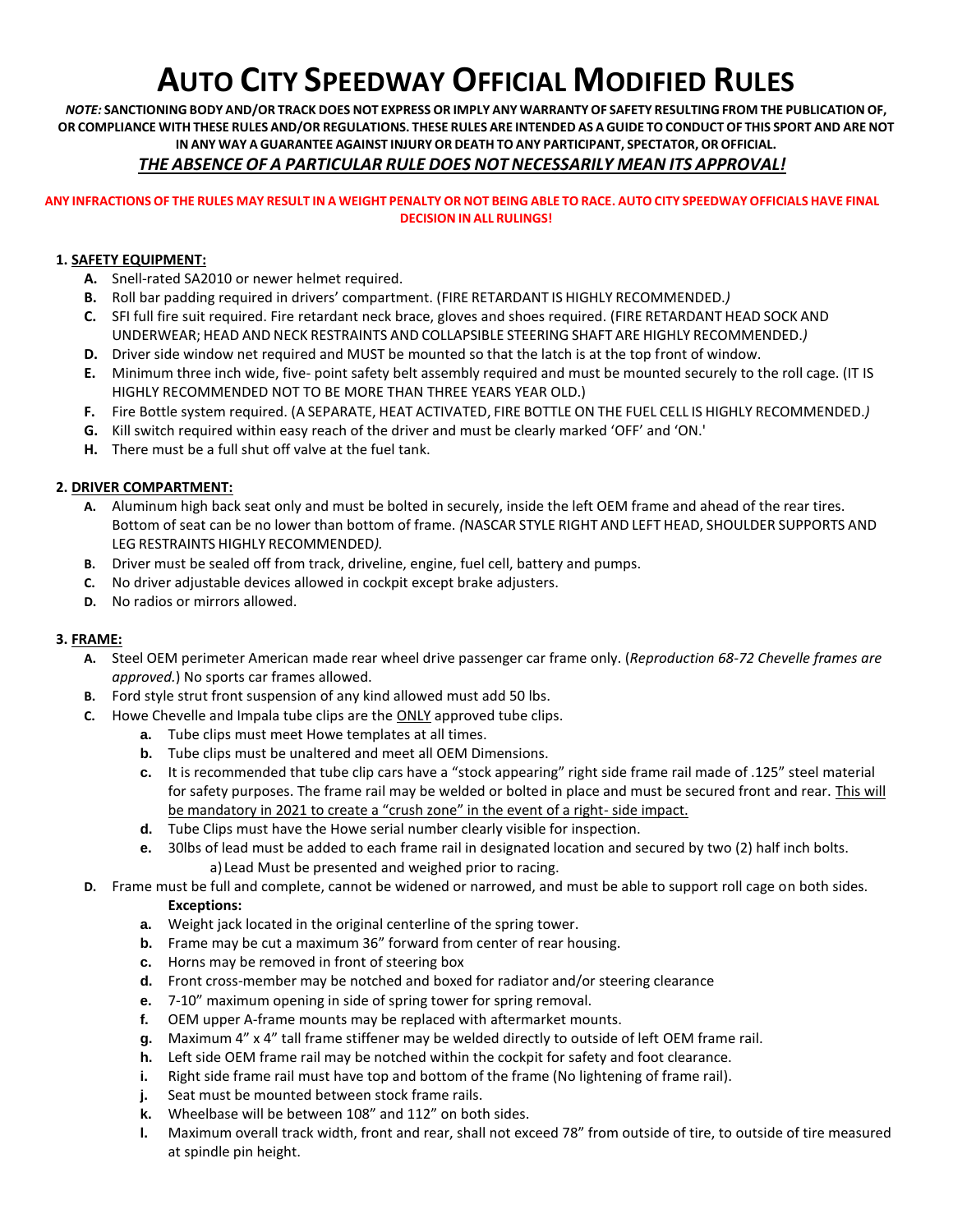# AUTO CITY SPEEDWAY OFFICIAL MODIFIED RULES

***NOTE:* SANCTIONING BODY AND/OR TRACK DOES NOT EXPRESS OR IMPLY ANY WARRANTY OF SAFETY RESULTING FROM THE PUBLICATION OF, OR COMPLIANCE WITH THESE RULES AND/OR REGULATIONS. THESE RULES ARE INTENDED AS A GUIDE TO CONDUCT OF THIS SPORT AND ARE NOT IN ANY WAY A GUARANTEE AGAINST INJURY OR DEATH TO ANY PARTICIPANT, SPECTATOR, OR OFFICIAL.**

***THE ABSENCE OF A PARTICULAR RULE DOES NOT NECESSARILY MEAN ITS APPROVAL!***

**ANY INFRACTIONS OF THE RULES MAY RESULT IN A WEIGHT PENALTY OR NOT BEING ABLE TO RACE. AUTO CITY SPEEDWAY OFFICIALS HAVE FINAL DECISION IN ALL RULINGS!**

## 1. SAFETY EQUIPMENT:

- **A.** Snell-rated SA2010 or newer helmet required.
- **B.** Roll bar padding required in drivers' compartment. (FIRE RETARDANT IS HIGHLY RECOMMENDED.*)*
- **C.** SFI full fire suit required. Fire retardant neck brace, gloves and shoes required. (FIRE RETARDANT HEAD SOCK AND UNDERWEAR; HEAD AND NECK RESTRAINTS AND COLLAPSIBLE STEERING SHAFT ARE HIGHLY RECOMMENDED.*)*
- **D.** Driver side window net required and MUST be mounted so that the latch is at the top front of window.
- **E.** Minimum three inch wide, five- point safety belt assembly required and must be mounted securely to the roll cage. (IT IS HIGHLY RECOMMENDED NOT TO BE MORE THAN THREE YEARS YEAR OLD.)
- **F.** Fire Bottle system required. (A SEPARATE, HEAT ACTIVATED, FIRE BOTTLE ON THE FUEL CELL IS HIGHLY RECOMMENDED.*)*
- **G.** Kill switch required within easy reach of the driver and must be clearly marked 'OFF' and 'ON.'
- **H.** There must be a full shut off valve at the fuel tank.

## 2. DRIVER COMPARTMENT:

- **A.** Aluminum high back seat only and must be bolted in securely, inside the left OEM frame and ahead of the rear tires. Bottom of seat can be no lower than bottom of frame. *(*NASCAR STYLE RIGHT AND LEFT HEAD, SHOULDER SUPPORTS AND LEG RESTRAINTS HIGHLY RECOMMENDED*).*
- **B.** Driver must be sealed off from track, driveline, engine, fuel cell, battery and pumps.
- **C.** No driver adjustable devices allowed in cockpit except brake adjusters.
- **D.** No radios or mirrors allowed.

## 3. FRAME:

- **A.** Steel OEM perimeter American made rear wheel drive passenger car frame only. (*Reproduction 68-72 Chevelle frames are approved.*) No sports car frames allowed.
- **B.** Ford style strut front suspension of any kind allowed must add 50 lbs.
- **C.** Howe Chevelle and Impala tube clips are the <u>ONLY</u> approved tube clips.
  - **a.** Tube clips must meet Howe templates at all times.
  - **b.** Tube clips must be unaltered and meet all OEM Dimensions.
  - **c.** It is recommended that tube clip cars have a "stock appearing" right side frame rail made of .125" steel material for safety purposes. The frame rail may be welded or bolted in place and must be secured front and rear. <u>This will be mandatory in 2021 to create a "crush zone" in the event of a right- side impact.</u>
  - **d.** Tube Clips must have the Howe serial number clearly visible for inspection.
  - **e.** 30lbs of lead must be added to each frame rail in designated location and secured by two (2) half inch bolts.
    - a) Lead Must be presented and weighed prior to racing.
- **D.** Frame must be full and complete, cannot be widened or narrowed, and must be able to support roll cage on both sides.

  **Exceptions:**
  - **a.** Weight jack located in the original centerline of the spring tower.
  - **b.** Frame may be cut a maximum 36" forward from center of rear housing.
  - **c.** Horns may be removed in front of steering box
  - **d.** Front cross-member may be notched and boxed for radiator and/or steering clearance
  - **e.** 7-10" maximum opening in side of spring tower for spring removal.
  - **f.** OEM upper A-frame mounts may be replaced with aftermarket mounts.
  - **g.** Maximum 4" x 4" tall frame stiffener may be welded directly to outside of left OEM frame rail.
  - **h.** Left side OEM frame rail may be notched within the cockpit for safety and foot clearance.
  - **i.** Right side frame rail must have top and bottom of the frame (No lightening of frame rail).
  - **j.** Seat must be mounted between stock frame rails.
  - **k.** Wheelbase will be between 108" and 112" on both sides.
  - **l.** Maximum overall track width, front and rear, shall not exceed 78" from outside of tire, to outside of tire measured at spindle pin height.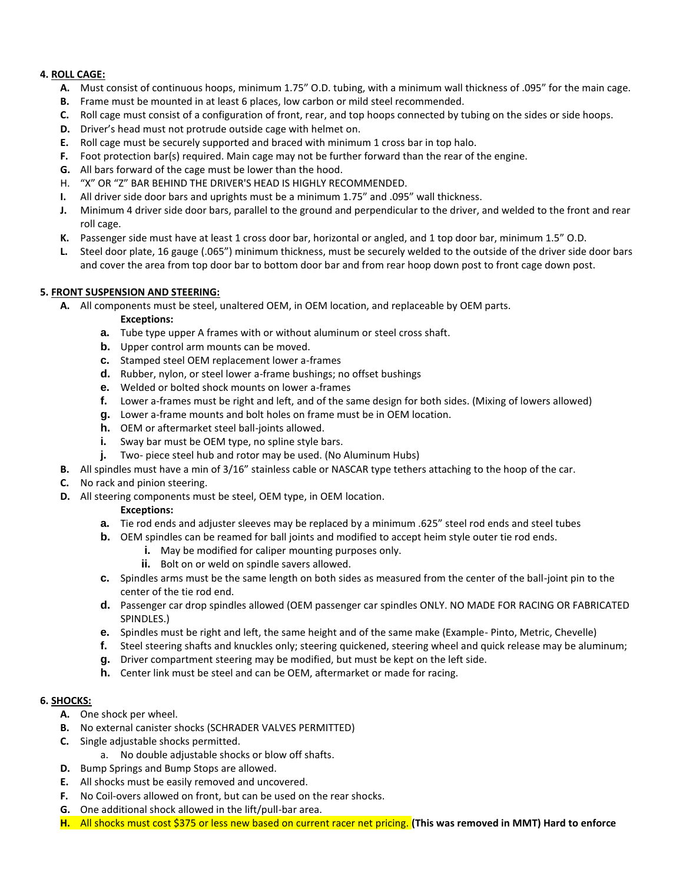**4. <u>ROLL CAGE:</u>**

- **A.** Must consist of continuous hoops, minimum 1.75" O.D. tubing, with a minimum wall thickness of .095" for the main cage.
- **B.** Frame must be mounted in at least 6 places, low carbon or mild steel recommended.
- **C.** Roll cage must consist of a configuration of front, rear, and top hoops connected by tubing on the sides or side hoops.
- **D.** Driver's head must not protrude outside cage with helmet on.
- **E.** Roll cage must be securely supported and braced with minimum 1 cross bar in top halo.
- **F.** Foot protection bar(s) required. Main cage may not be further forward than the rear of the engine.
- **G.** All bars forward of the cage must be lower than the hood.
- H. "X" OR "Z" BAR BEHIND THE DRIVER'S HEAD IS HIGHLY RECOMMENDED.
- **I.** All driver side door bars and uprights must be a minimum 1.75" and .095" wall thickness.
- **J.** Minimum 4 driver side door bars, parallel to the ground and perpendicular to the driver, and welded to the front and rear roll cage.
- **K.** Passenger side must have at least 1 cross door bar, horizontal or angled, and 1 top door bar, minimum 1.5" O.D.
- **L.** Steel door plate, 16 gauge (.065") minimum thickness, must be securely welded to the outside of the driver side door bars and cover the area from top door bar to bottom door bar and from rear hoop down post to front cage down post.

**5. <u>FRONT SUSPENSION AND STEERING:</u>**

- **A.** All components must be steel, unaltered OEM, in OEM location, and replaceable by OEM parts.
  - **Exceptions:**
  - **a.** Tube type upper A frames with or without aluminum or steel cross shaft.
  - **b.** Upper control arm mounts can be moved.
  - **c.** Stamped steel OEM replacement lower a-frames
  - **d.** Rubber, nylon, or steel lower a-frame bushings; no offset bushings
  - **e.** Welded or bolted shock mounts on lower a-frames
  - **f.** Lower a-frames must be right and left, and of the same design for both sides. (Mixing of lowers allowed)
  - **g.** Lower a-frame mounts and bolt holes on frame must be in OEM location.
  - **h.** OEM or aftermarket steel ball-joints allowed.
  - **i.** Sway bar must be OEM type, no spline style bars.
  - **j.** Two- piece steel hub and rotor may be used. (No Aluminum Hubs)
- **B.** All spindles must have a min of 3/16" stainless cable or NASCAR type tethers attaching to the hoop of the car.
- **C.** No rack and pinion steering.
- **D.** All steering components must be steel, OEM type, in OEM location.
  - **Exceptions:**
  - **a.** Tie rod ends and adjuster sleeves may be replaced by a minimum .625" steel rod ends and steel tubes
  - **b.** OEM spindles can be reamed for ball joints and modified to accept heim style outer tie rod ends.
    - **i.** May be modified for caliper mounting purposes only.
    - **ii.** Bolt on or weld on spindle savers allowed.
  - **c.** Spindles arms must be the same length on both sides as measured from the center of the ball-joint pin to the center of the tie rod end.
  - **d.** Passenger car drop spindles allowed (OEM passenger car spindles ONLY. NO MADE FOR RACING OR FABRICATED SPINDLES.)
  - **e.** Spindles must be right and left, the same height and of the same make (Example- Pinto, Metric, Chevelle)
  - **f.** Steel steering shafts and knuckles only; steering quickened, steering wheel and quick release may be aluminum;
  - **g.** Driver compartment steering may be modified, but must be kept on the left side.
  - **h.** Center link must be steel and can be OEM, aftermarket or made for racing.

**6. <u>SHOCKS:</u>**

- **A.** One shock per wheel.
- **B.** No external canister shocks (SCHRADER VALVES PERMITTED)
- **C.** Single adjustable shocks permitted.
  - a. No double adjustable shocks or blow off shafts.
- **D.** Bump Springs and Bump Stops are allowed.
- **E.** All shocks must be easily removed and uncovered.
- **F.** No Coil-overs allowed on front, but can be used on the rear shocks.
- **G.** One additional shock allowed in the lift/pull-bar area.
- **H.** All shocks must cost $375 or less new based on current racer net pricing. **(This was removed in MMT) Hard to enforce**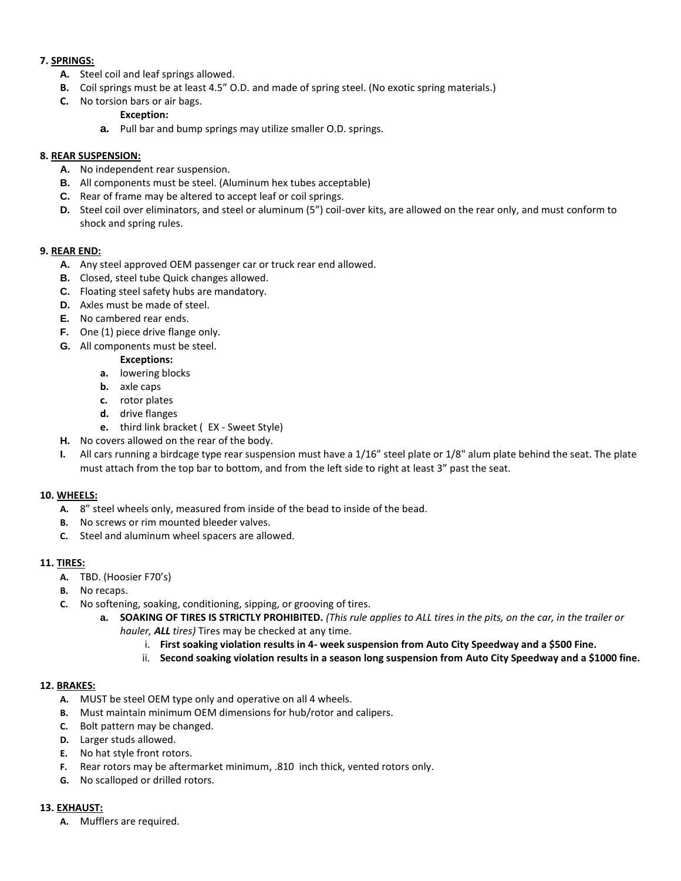**7. SPRINGS:**

- **A.** Steel coil and leaf springs allowed.
- **B.** Coil springs must be at least 4.5" O.D. and made of spring steel. (No exotic spring materials.)
- **C.** No torsion bars or air bags.

  **Exception:**

  - **a.** Pull bar and bump springs may utilize smaller O.D. springs.

**8. REAR SUSPENSION:**

- **A.** No independent rear suspension.
- **B.** All components must be steel. (Aluminum hex tubes acceptable)
- **C.** Rear of frame may be altered to accept leaf or coil springs.
- **D.** Steel coil over eliminators, and steel or aluminum (5") coil-over kits, are allowed on the rear only, and must conform to shock and spring rules.

**9. REAR END:**

- **A.** Any steel approved OEM passenger car or truck rear end allowed.
- **B.** Closed, steel tube Quick changes allowed.
- **C.** Floating steel safety hubs are mandatory.
- **D.** Axles must be made of steel.
- **E.** No cambered rear ends.
- **F.** One (1) piece drive flange only.
- **G.** All components must be steel.

  **Exceptions:**

  - **a.** lowering blocks
  - **b.** axle caps
  - **c.** rotor plates
  - **d.** drive flanges
  - **e.** third link bracket ( EX - Sweet Style)
- **H.** No covers allowed on the rear of the body.
- **I.** All cars running a birdcage type rear suspension must have a 1/16" steel plate or 1/8" alum plate behind the seat. The plate must attach from the top bar to bottom, and from the left side to right at least 3" past the seat.

**10. WHEELS:**

- **A.** 8" steel wheels only, measured from inside of the bead to inside of the bead.
- **B.** No screws or rim mounted bleeder valves.
- **C.** Steel and aluminum wheel spacers are allowed.

**11. TIRES:**

- **A.** TBD. (Hoosier F70's)
- **B.** No recaps.
- **C.** No softening, soaking, conditioning, sipping, or grooving of tires.
  - **a. SOAKING OF TIRES IS STRICTLY PROHIBITED.** *(This rule applies to ALL tires in the pits, on the car, in the trailer or hauler,* ***ALL*** *tires)* Tires may be checked at any time.
    - i. **First soaking violation results in 4- week suspension from Auto City Speedway and a $500 Fine.**
    - ii. **Second soaking violation results in a season long suspension from Auto City Speedway and a $1000 fine.**

**12. BRAKES:**

- **A.** MUST be steel OEM type only and operative on all 4 wheels.
- **B.** Must maintain minimum OEM dimensions for hub/rotor and calipers.
- **C.** Bolt pattern may be changed.
- **D.** Larger studs allowed.
- **E.** No hat style front rotors.
- **F.** Rear rotors may be aftermarket minimum, .810 inch thick, vented rotors only.
- **G.** No scalloped or drilled rotors.

**13. EXHAUST:**

- **A.** Mufflers are required.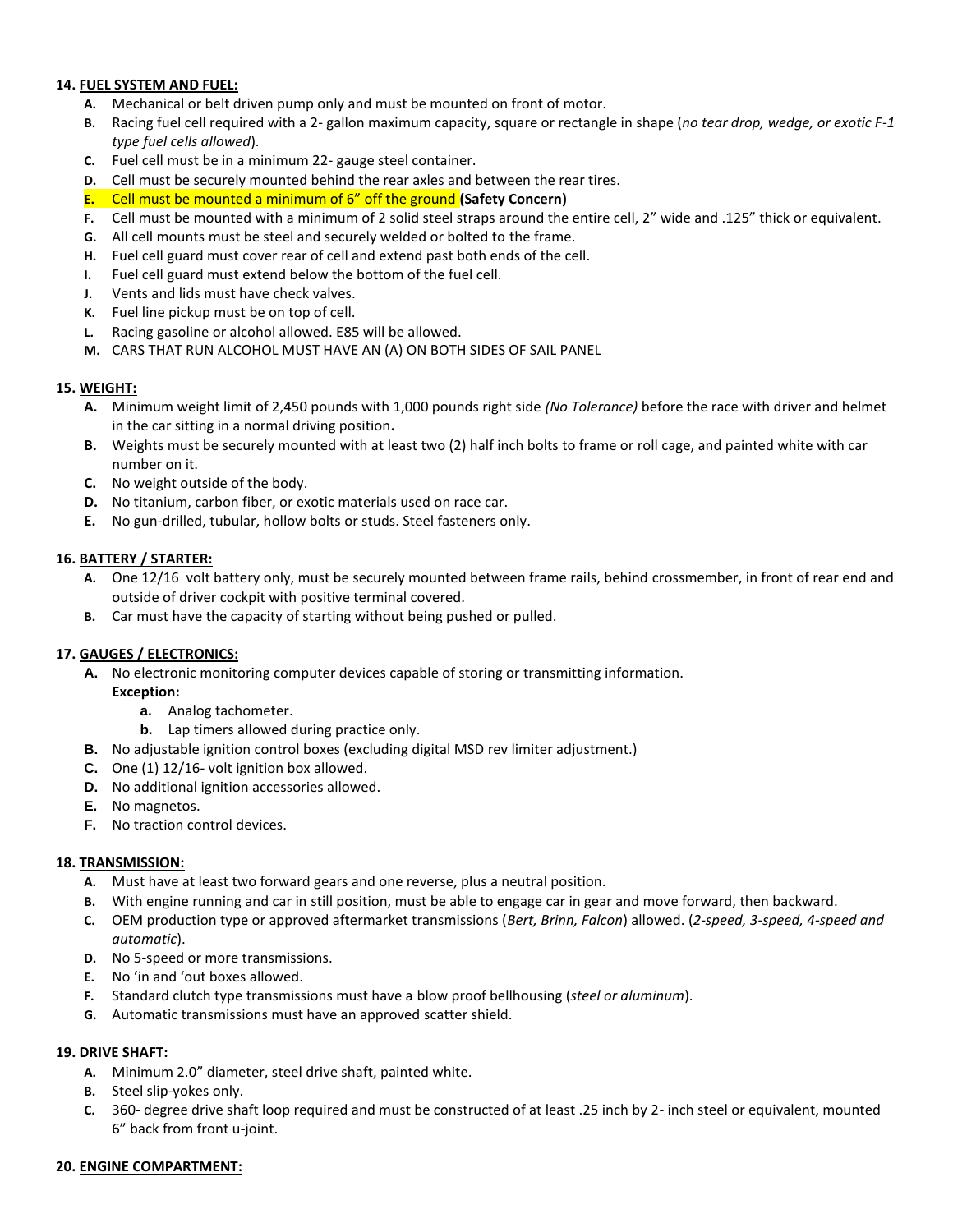**14. <u>FUEL SYSTEM AND FUEL:</u>**

- **A.** Mechanical or belt driven pump only and must be mounted on front of motor.
- **B.** Racing fuel cell required with a 2- gallon maximum capacity, square or rectangle in shape (*no tear drop, wedge, or exotic F-1 type fuel cells allowed*).
- **C.** Fuel cell must be in a minimum 22- gauge steel container.
- **D.** Cell must be securely mounted behind the rear axles and between the rear tires.
- **E.** Cell must be mounted a minimum of 6" off the ground **(Safety Concern)**
- **F.** Cell must be mounted with a minimum of 2 solid steel straps around the entire cell, 2" wide and .125" thick or equivalent.
- **G.** All cell mounts must be steel and securely welded or bolted to the frame.
- **H.** Fuel cell guard must cover rear of cell and extend past both ends of the cell.
- **I.** Fuel cell guard must extend below the bottom of the fuel cell.
- **J.** Vents and lids must have check valves.
- **K.** Fuel line pickup must be on top of cell.
- **L.** Racing gasoline or alcohol allowed. E85 will be allowed.
- **M.** CARS THAT RUN ALCOHOL MUST HAVE AN (A) ON BOTH SIDES OF SAIL PANEL

**15. <u>WEIGHT:</u>**

- **A.** Minimum weight limit of 2,450 pounds with 1,000 pounds right side *(No Tolerance)* before the race with driver and helmet in the car sitting in a normal driving position**.**
- **B.** Weights must be securely mounted with at least two (2) half inch bolts to frame or roll cage, and painted white with car number on it.
- **C.** No weight outside of the body.
- **D.** No titanium, carbon fiber, or exotic materials used on race car.
- **E.** No gun-drilled, tubular, hollow bolts or studs. Steel fasteners only.

**16. <u>BATTERY / STARTER:</u>**

- **A.** One 12/16 volt battery only, must be securely mounted between frame rails, behind crossmember, in front of rear end and outside of driver cockpit with positive terminal covered.
- **B.** Car must have the capacity of starting without being pushed or pulled.

**17. <u>GAUGES / ELECTRONICS:</u>**

- **A.** No electronic monitoring computer devices capable of storing or transmitting information.
  **Exception:**
  - **a.** Analog tachometer.
  - **b.** Lap timers allowed during practice only.
- **B.** No adjustable ignition control boxes (excluding digital MSD rev limiter adjustment.)
- **C.** One (1) 12/16- volt ignition box allowed.
- **D.** No additional ignition accessories allowed.
- **E.** No magnetos.
- **F.** No traction control devices.

**18. <u>TRANSMISSION:</u>**

- **A.** Must have at least two forward gears and one reverse, plus a neutral position.
- **B.** With engine running and car in still position, must be able to engage car in gear and move forward, then backward.
- **C.** OEM production type or approved aftermarket transmissions (*Bert, Brinn, Falcon*) allowed. (*2-speed, 3-speed, 4-speed and automatic*).
- **D.** No 5-speed or more transmissions.
- **E.** No 'in and 'out boxes allowed.
- **F.** Standard clutch type transmissions must have a blow proof bellhousing (*steel or aluminum*).
- **G.** Automatic transmissions must have an approved scatter shield.

**19. <u>DRIVE SHAFT:</u>**

- **A.** Minimum 2.0" diameter, steel drive shaft, painted white.
- **B.** Steel slip-yokes only.
- **C.** 360- degree drive shaft loop required and must be constructed of at least .25 inch by 2- inch steel or equivalent, mounted 6" back from front u-joint.

**20. <u>ENGINE COMPARTMENT:</u>**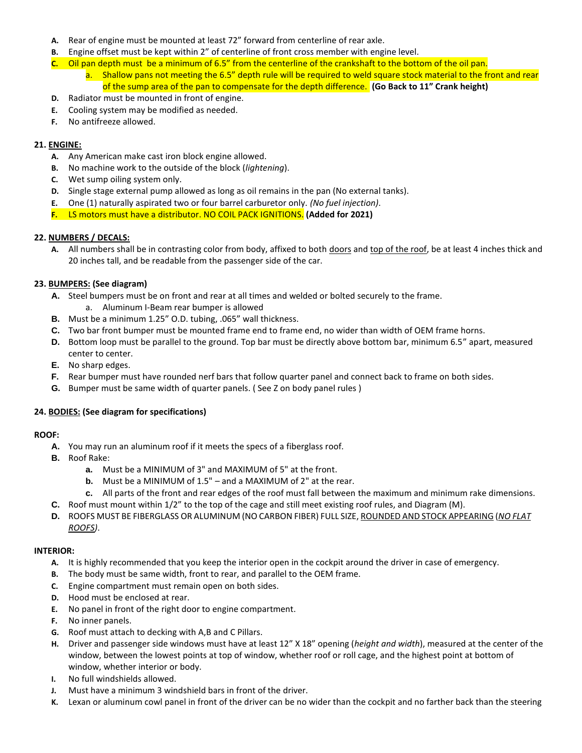- **A.** Rear of engine must be mounted at least 72" forward from centerline of rear axle.
- **B.** Engine offset must be kept within 2" of centerline of front cross member with engine level.
- **C.** Oil pan depth must be a minimum of 6.5" from the centerline of the crankshaft to the bottom of the oil pan.
  - a. Shallow pans not meeting the 6.5" depth rule will be required to weld square stock material to the front and rear of the sump area of the pan to compensate for the depth difference. **(Go Back to 11" Crank height)**
- **D.** Radiator must be mounted in front of engine.
- **E.** Cooling system may be modified as needed.
- **F.** No antifreeze allowed.

### 21. ENGINE:

- **A.** Any American make cast iron block engine allowed.
- **B.** No machine work to the outside of the block (*lightening*).
- **C.** Wet sump oiling system only.
- **D.** Single stage external pump allowed as long as oil remains in the pan (No external tanks).
- **E.** One (1) naturally aspirated two or four barrel carburetor only. *(No fuel injection)*.
- **F.** LS motors must have a distributor. NO COIL PACK IGNITIONS. **(Added for 2021)**

### 22. NUMBERS / DECALS:

- **A.** All numbers shall be in contrasting color from body, affixed to both doors and top of the roof, be at least 4 inches thick and 20 inches tall, and be readable from the passenger side of the car.

### 23. BUMPERS: (See diagram)

- **A.** Steel bumpers must be on front and rear at all times and welded or bolted securely to the frame.
  - a. Aluminum I-Beam rear bumper is allowed
- **B.** Must be a minimum 1.25" O.D. tubing, .065" wall thickness.
- **C.** Two bar front bumper must be mounted frame end to frame end, no wider than width of OEM frame horns.
- **D.** Bottom loop must be parallel to the ground. Top bar must be directly above bottom bar, minimum 6.5" apart, measured center to center.
- **E.** No sharp edges.
- **F.** Rear bumper must have rounded nerf bars that follow quarter panel and connect back to frame on both sides.
- **G.** Bumper must be same width of quarter panels. ( See Z on body panel rules )

### 24. BODIES: (See diagram for specifications)

**ROOF:**

- **A.** You may run an aluminum roof if it meets the specs of a fiberglass roof.
- **B.** Roof Rake:
  - **a.** Must be a MINIMUM of 3" and MAXIMUM of 5" at the front.
  - **b.** Must be a MINIMUM of 1.5" – and a MAXIMUM of 2" at the rear.
  - **c.** All parts of the front and rear edges of the roof must fall between the maximum and minimum rake dimensions.
- **C.** Roof must mount within 1/2" to the top of the cage and still meet existing roof rules, and Diagram (M).
- **D.** ROOFS MUST BE FIBERGLASS OR ALUMINUM (NO CARBON FIBER) FULL SIZE, ROUNDED AND STOCK APPEARING (*NO FLAT ROOFS)*.

**INTERIOR:**

- **A.** It is highly recommended that you keep the interior open in the cockpit around the driver in case of emergency.
- **B.** The body must be same width, front to rear, and parallel to the OEM frame.
- **C.** Engine compartment must remain open on both sides.
- **D.** Hood must be enclosed at rear.
- **E.** No panel in front of the right door to engine compartment.
- **F.** No inner panels.
- **G.** Roof must attach to decking with A,B and C Pillars.
- **H.** Driver and passenger side windows must have at least 12" X 18" opening (*height and width*), measured at the center of the window, between the lowest points at top of window, whether roof or roll cage, and the highest point at bottom of window, whether interior or body.
- **I.** No full windshields allowed.
- **J.** Must have a minimum 3 windshield bars in front of the driver.
- **K.** Lexan or aluminum cowl panel in front of the driver can be no wider than the cockpit and no farther back than the steering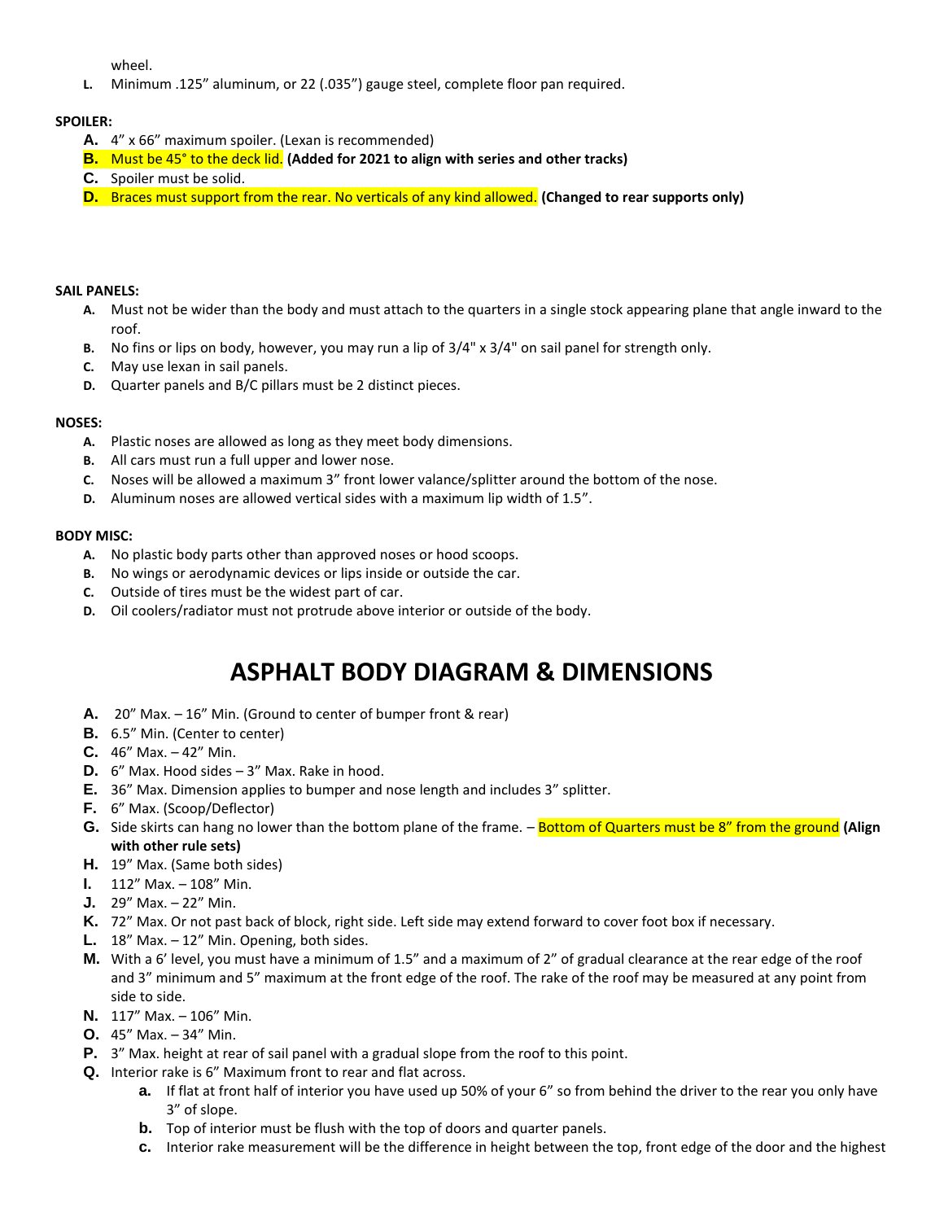wheel.

L. Minimum .125" aluminum, or 22 (.035") gauge steel, complete floor pan required.

**SPOILER:**

A. 4" x 66" maximum spoiler. (Lexan is recommended)
B. Must be 45° to the deck lid. **(Added for 2021 to align with series and other tracks)**
C. Spoiler must be solid.
D. Braces must support from the rear. No verticals of any kind allowed. **(Changed to rear supports only)**

**SAIL PANELS:**

A. Must not be wider than the body and must attach to the quarters in a single stock appearing plane that angle inward to the roof.
B. No fins or lips on body, however, you may run a lip of 3/4" x 3/4" on sail panel for strength only.
C. May use lexan in sail panels.
D. Quarter panels and B/C pillars must be 2 distinct pieces.

**NOSES:**

A. Plastic noses are allowed as long as they meet body dimensions.
B. All cars must run a full upper and lower nose.
C. Noses will be allowed a maximum 3" front lower valance/splitter around the bottom of the nose.
D. Aluminum noses are allowed vertical sides with a maximum lip width of 1.5".

**BODY MISC:**

A. No plastic body parts other than approved noses or hood scoops.
B. No wings or aerodynamic devices or lips inside or outside the car.
C. Outside of tires must be the widest part of car.
D. Oil coolers/radiator must not protrude above interior or outside of the body.

# ASPHALT BODY DIAGRAM & DIMENSIONS

A. 20" Max. – 16" Min. (Ground to center of bumper front & rear)
B. 6.5" Min. (Center to center)
C. 46" Max. – 42" Min.
D. 6" Max. Hood sides – 3" Max. Rake in hood.
E. 36" Max. Dimension applies to bumper and nose length and includes 3" splitter.
F. 6" Max. (Scoop/Deflector)
G. Side skirts can hang no lower than the bottom plane of the frame. – Bottom of Quarters must be 8" from the ground **(Align with other rule sets)**
H. 19" Max. (Same both sides)
I. 112" Max. – 108" Min.
J. 29" Max. – 22" Min.
K. 72" Max. Or not past back of block, right side. Left side may extend forward to cover foot box if necessary.
L. 18" Max. – 12" Min. Opening, both sides.
M. With a 6' level, you must have a minimum of 1.5" and a maximum of 2" of gradual clearance at the rear edge of the roof and 3" minimum and 5" maximum at the front edge of the roof. The rake of the roof may be measured at any point from side to side.
N. 117" Max. – 106" Min.
O. 45" Max. – 34" Min.
P. 3" Max. height at rear of sail panel with a gradual slope from the roof to this point.
Q. Interior rake is 6" Maximum front to rear and flat across.
   a. If flat at front half of interior you have used up 50% of your 6" so from behind the driver to the rear you only have 3" of slope.
   b. Top of interior must be flush with the top of doors and quarter panels.
   c. Interior rake measurement will be the difference in height between the top, front edge of the door and the highest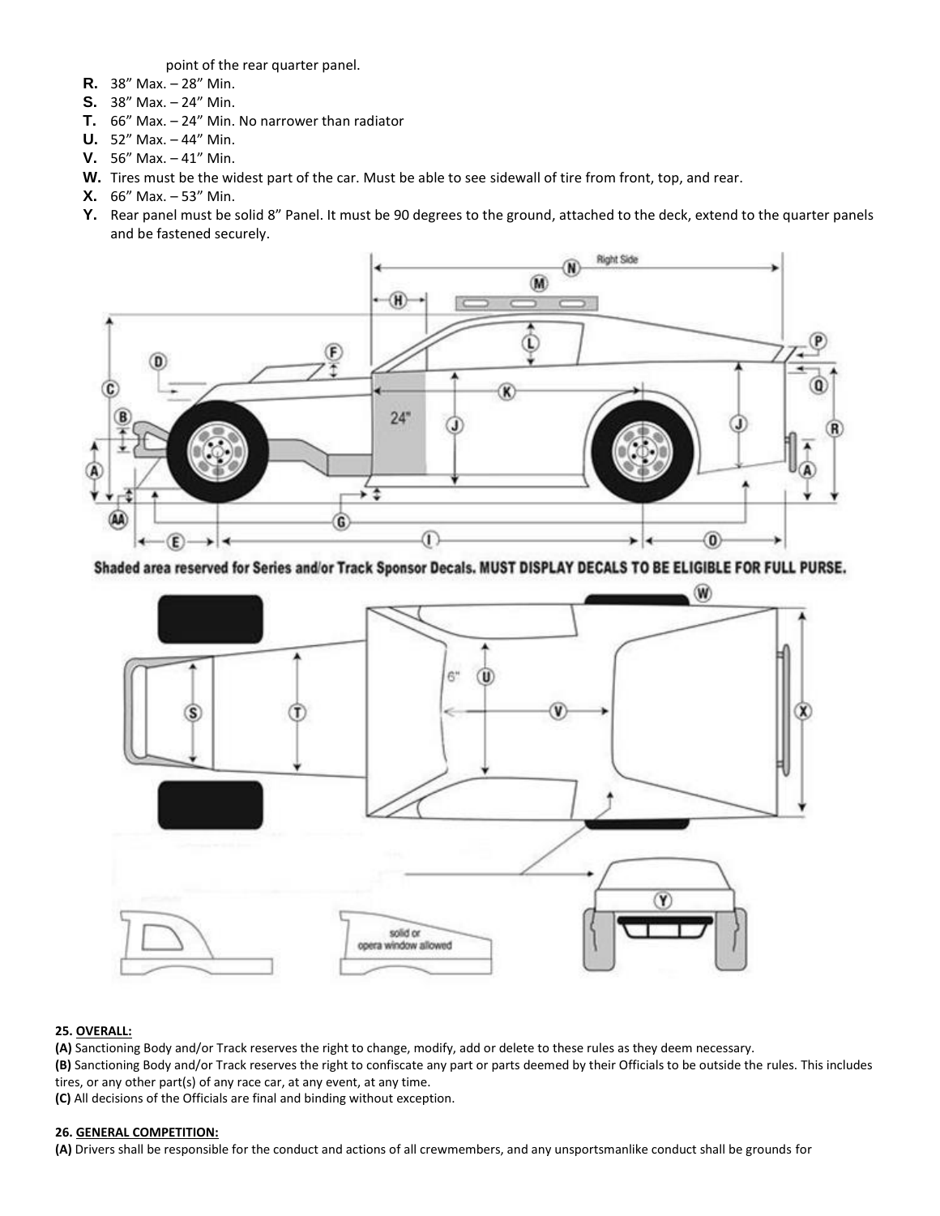point of the rear quarter panel.

**R.** 38" Max. – 28" Min.
**S.** 38" Max. – 24" Min.
**T.** 66" Max. – 24" Min. No narrower than radiator
**U.** 52" Max. – 44" Min.
**V.** 56" Max. – 41" Min.
**W.** Tires must be the widest part of the car. Must be able to see sidewall of tire from front, top, and rear.
**X.** 66" Max. – 53" Min.
**Y.** Rear panel must be solid 8" Panel. It must be 90 degrees to the ground, attached to the deck, extend to the quarter panels and be fastened securely.

**Shaded area reserved for Series and/or Track Sponsor Decals. MUST DISPLAY DECALS TO BE ELIGIBLE FOR FULL PURSE.**

**25. OVERALL:**

**(A)** Sanctioning Body and/or Track reserves the right to change, modify, add or delete to these rules as they deem necessary.

**(B)** Sanctioning Body and/or Track reserves the right to confiscate any part or parts deemed by their Officials to be outside the rules. This includes tires, or any other part(s) of any race car, at any event, at any time.

**(C)** All decisions of the Officials are final and binding without exception.

**26. GENERAL COMPETITION:**

**(A)** Drivers shall be responsible for the conduct and actions of all crewmembers, and any unsportsmanlike conduct shall be grounds for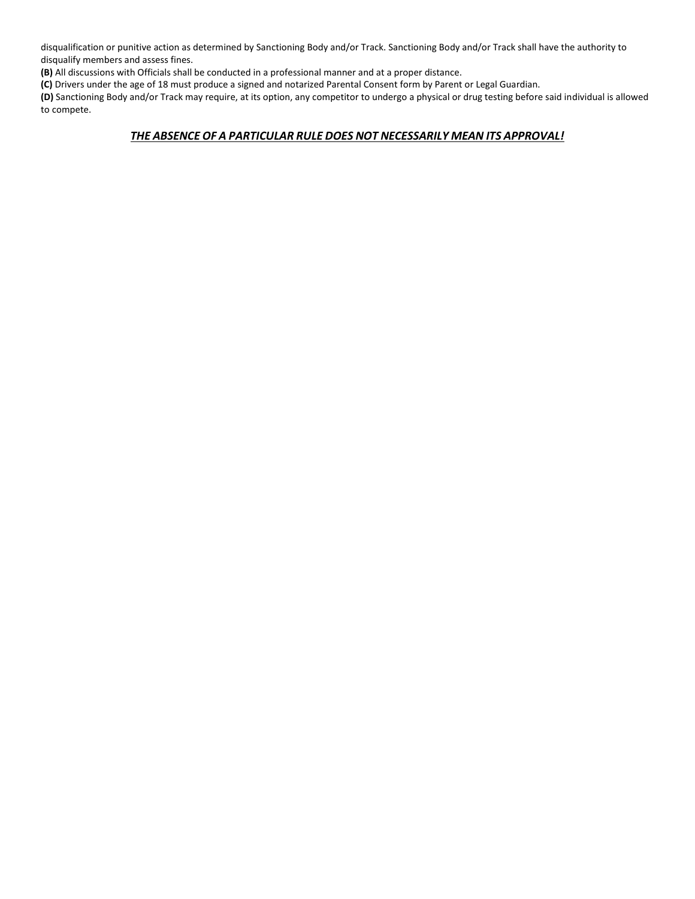disqualification or punitive action as determined by Sanctioning Body and/or Track. Sanctioning Body and/or Track shall have the authority to disqualify members and assess fines.

**(B)** All discussions with Officials shall be conducted in a professional manner and at a proper distance.

**(C)** Drivers under the age of 18 must produce a signed and notarized Parental Consent form by Parent or Legal Guardian.

**(D)** Sanctioning Body and/or Track may require, at its option, any competitor to undergo a physical or drug testing before said individual is allowed to compete.

***<u>THE ABSENCE OF A PARTICULAR RULE DOES NOT NECESSARILY MEAN ITS APPROVAL!</u>***